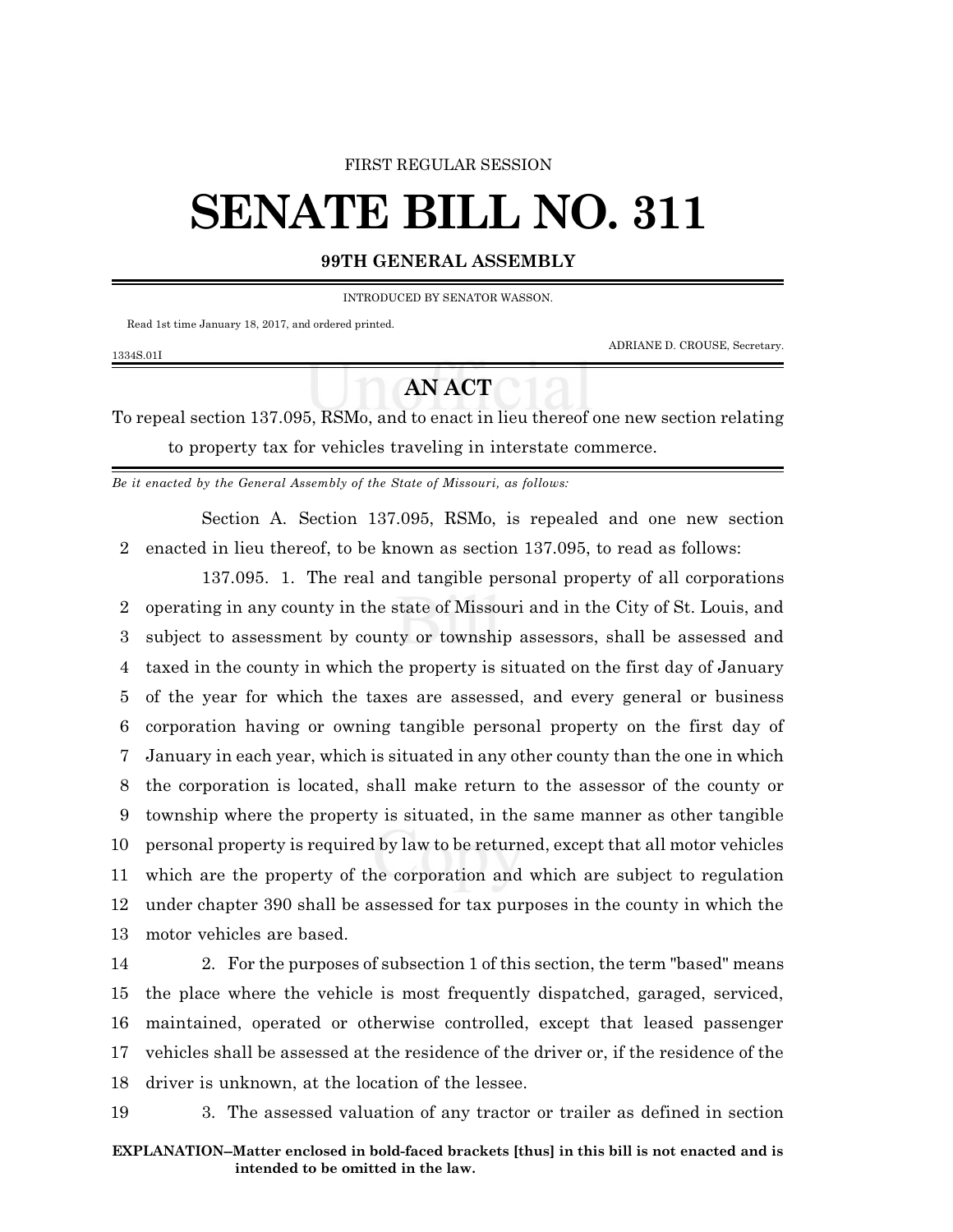FIRST REGULAR SESSION

# SENATE BILL NO. 311

## 99TH GENERAL ASSEMBLY

INTRODUCED BY SENATOR WASSON.

Read 1st time January 18, 2017, and ordered printed.

ADRIANE D. CROUSE, Secretary.

1334S.01I

## AN ACT

To repeal section 137.095, RSMo, and to enact in lieu thereof one new section relating to property tax for vehicles traveling in interstate commerce.

*Be it enacted by the General Assembly of the State of Missouri, as follows:*

Section A. Section 137.095, RSMo, is repealed and one new section enacted in lieu thereof, to be known as section 137.095, to read as follows:

137.095. 1. The real and tangible personal property of all corporations operating in any county in the state of Missouri and in the City of St. Louis, and subject to assessment by county or township assessors, shall be assessed and taxed in the county in which the property is situated on the first day of January of the year for which the taxes are assessed, and every general or business corporation having or owning tangible personal property on the first day of January in each year, which is situated in any other county than the one in which the corporation is located, shall make return to the assessor of the county or township where the property is situated, in the same manner as other tangible personal property is required by law to be returned, except that all motor vehicles which are the property of the corporation and which are subject to regulation under chapter 390 shall be assessed for tax purposes in the county in which the motor vehicles are based.

2. For the purposes of subsection 1 of this section, the term "based" means the place where the vehicle is most frequently dispatched, garaged, serviced, maintained, operated or otherwise controlled, except that leased passenger vehicles shall be assessed at the residence of the driver or, if the residence of the driver is unknown, at the location of the lessee.

3. The assessed valuation of any tractor or trailer as defined in section

**EXPLANATION–Matter enclosed in bold-faced brackets [thus] in this bill is not enacted and is intended to be omitted in the law.**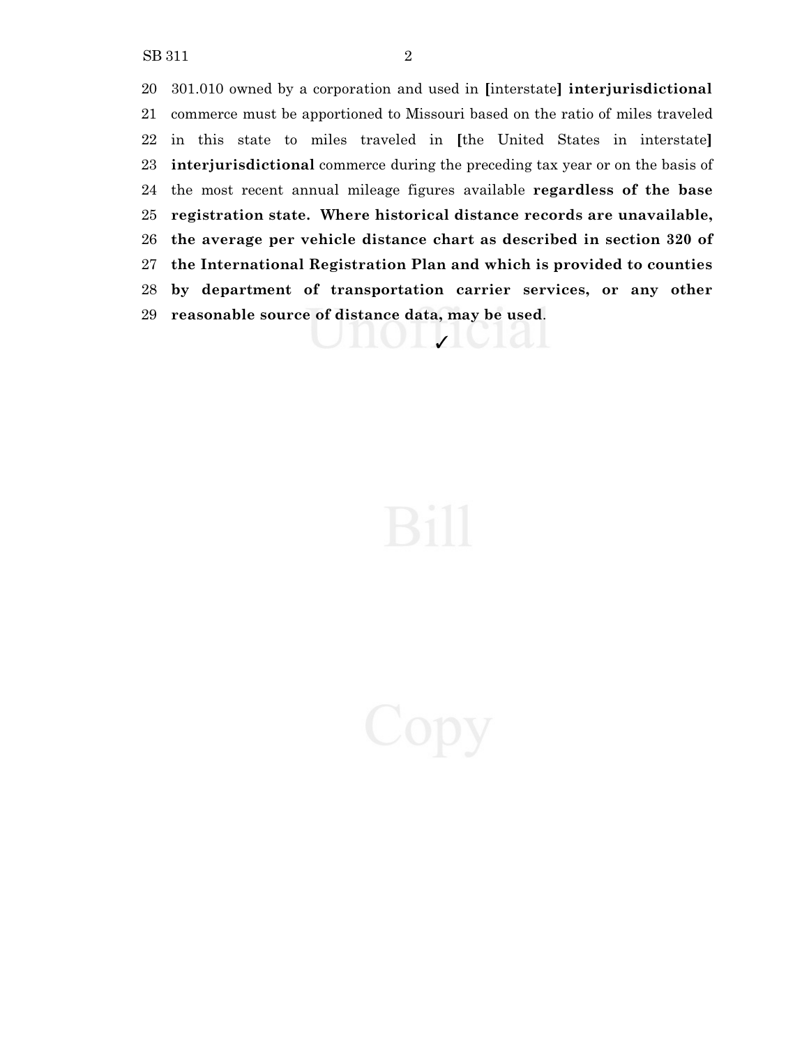301.010 owned by a corporation and used in [interstate] **interjurisdictional** commerce must be apportioned to Missouri based on the ratio of miles traveled in this state to miles traveled in [the United States in interstate] **interjurisdictional** commerce during the preceding tax year or on the basis of the most recent annual mileage figures available **regardless of the base registration state. Where historical distance records are unavailable, the average per vehicle distance chart as described in section 320 of the International Registration Plan and which is provided to counties by department of transportation carrier services, or any other reasonable source of distance data, may be used**.

✓